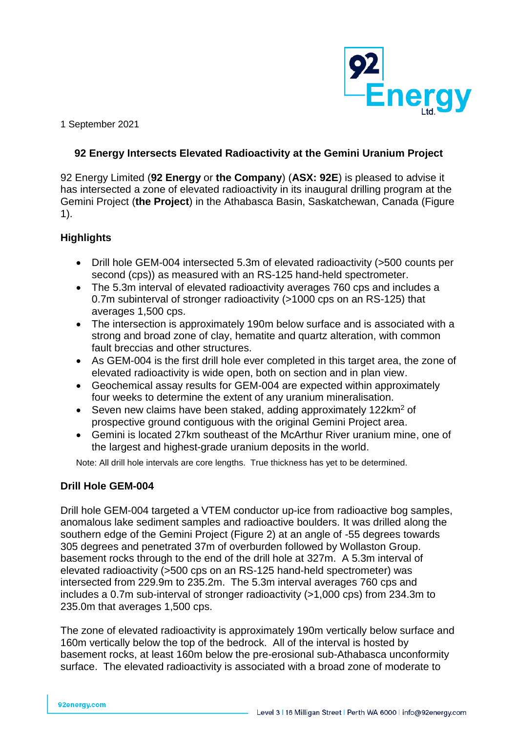1 September 2021

## 92 Energy Intersects Elevated Radioactivity at the Gemini Uranium Project

92 Energy Limited (**92 Energy** or **the Company**) (**ASX: 92E**) is pleased to advise it has intersected a zone of elevated radioactivity in its inaugural drilling program at the Gemini Project (**the Project**) in the Athabasca Basin, Saskatchewan, Canada (Figure 1).

### Highlights

- Drill hole GEM-004 intersected 5.3m of elevated radioactivity (>500 counts per second (cps)) as measured with an RS-125 hand-held spectrometer.
- The 5.3m interval of elevated radioactivity averages 760 cps and includes a 0.7m subinterval of stronger radioactivity (>1000 cps on an RS-125) that averages 1,500 cps.
- The intersection is approximately 190m below surface and is associated with a strong and broad zone of clay, hematite and quartz alteration, with common fault breccias and other structures.
- As GEM-004 is the first drill hole ever completed in this target area, the zone of elevated radioactivity is wide open, both on section and in plan view.
- Geochemical assay results for GEM-004 are expected within approximately four weeks to determine the extent of any uranium mineralisation.
- Seven new claims have been staked, adding approximately 122km$^2$ of prospective ground contiguous with the original Gemini Project area.
- Gemini is located 27km southeast of the McArthur River uranium mine, one of the largest and highest-grade uranium deposits in the world.

Note: All drill hole intervals are core lengths. True thickness has yet to be determined.

### Drill Hole GEM-004

Drill hole GEM-004 targeted a VTEM conductor up-ice from radioactive bog samples, anomalous lake sediment samples and radioactive boulders. It was drilled along the southern edge of the Gemini Project (Figure 2) at an angle of -55 degrees towards 305 degrees and penetrated 37m of overburden followed by Wollaston Group. basement rocks through to the end of the drill hole at 327m. A 5.3m interval of elevated radioactivity (>500 cps on an RS-125 hand-held spectrometer) was intersected from 229.9m to 235.2m. The 5.3m interval averages 760 cps and includes a 0.7m sub-interval of stronger radioactivity (>1,000 cps) from 234.3m to 235.0m that averages 1,500 cps.

The zone of elevated radioactivity is approximately 190m vertically below surface and 160m vertically below the top of the bedrock. All of the interval is hosted by basement rocks, at least 160m below the pre-erosional sub-Athabasca unconformity surface. The elevated radioactivity is associated with a broad zone of moderate to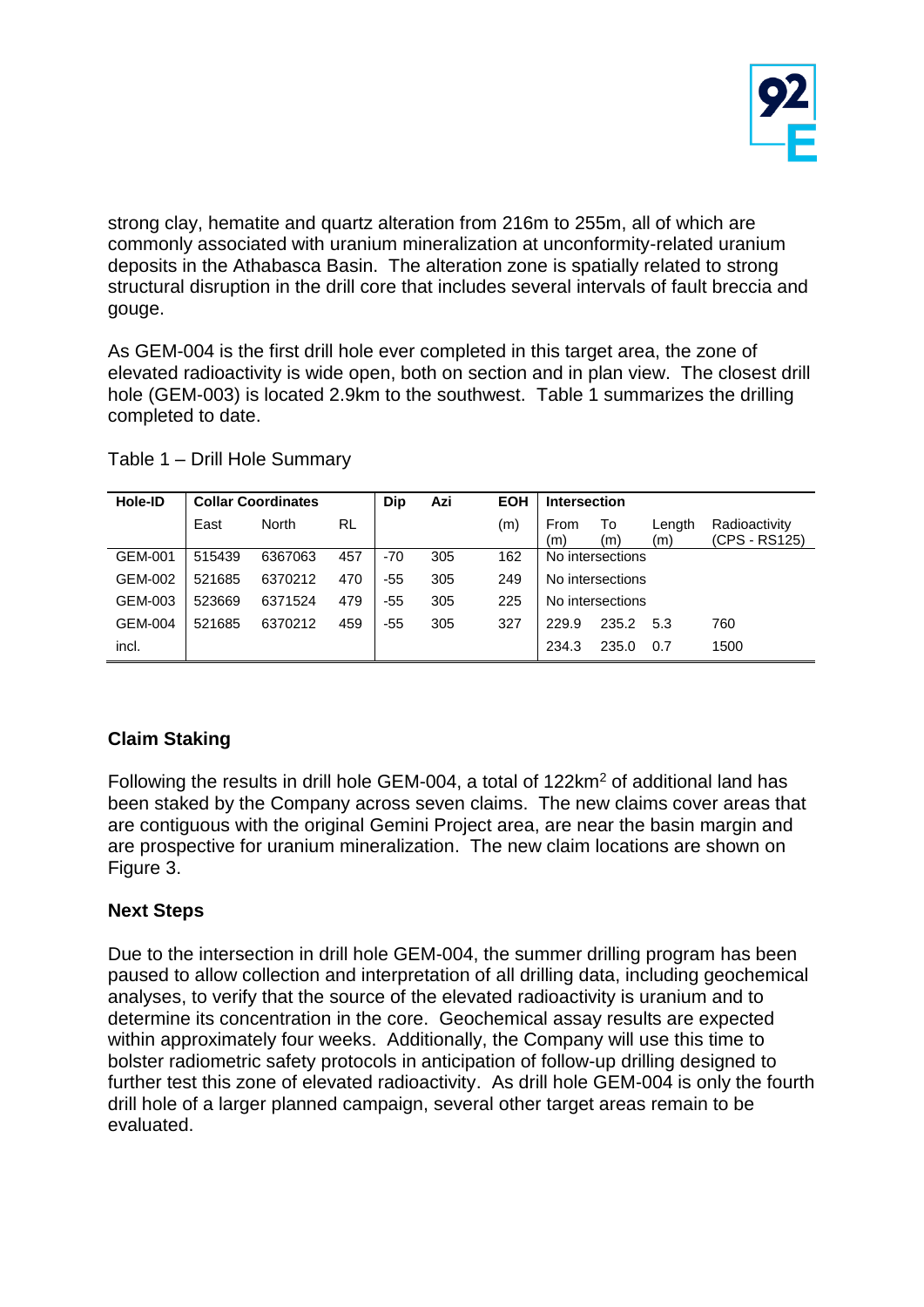strong clay, hematite and quartz alteration from 216m to 255m, all of which are commonly associated with uranium mineralization at unconformity-related uranium deposits in the Athabasca Basin. The alteration zone is spatially related to strong structural disruption in the drill core that includes several intervals of fault breccia and gouge.

As GEM-004 is the first drill hole ever completed in this target area, the zone of elevated radioactivity is wide open, both on section and in plan view. The closest drill hole (GEM-003) is located 2.9km to the southwest. Table 1 summarizes the drilling completed to date.

Table 1 – Drill Hole Summary

| Hole-ID | Collar Coordinates | | | Dip | Azi | EOH | Intersection | | | |
|---|---|---|---|---|---|---|---|---|---|---|
| | East | North | RL | | | (m) | From (m) | To (m) | Length (m) | Radioactivity (CPS - RS125) |
| GEM-001 | 515439 | 6367063 | 457 | -70 | 305 | 162 | No intersections | | | |
| GEM-002 | 521685 | 6370212 | 470 | -55 | 305 | 249 | No intersections | | | |
| GEM-003 | 523669 | 6371524 | 479 | -55 | 305 | 225 | No intersections | | | |
| GEM-004 | 521685 | 6370212 | 459 | -55 | 305 | 327 | 229.9 | 235.2 | 5.3 | 760 |
| incl. | | | | | | | 234.3 | 235.0 | 0.7 | 1500 |

## Claim Staking

Following the results in drill hole GEM-004, a total of 122km$^2$ of additional land has been staked by the Company across seven claims. The new claims cover areas that are contiguous with the original Gemini Project area, are near the basin margin and are prospective for uranium mineralization. The new claim locations are shown on Figure 3.

## Next Steps

Due to the intersection in drill hole GEM-004, the summer drilling program has been paused to allow collection and interpretation of all drilling data, including geochemical analyses, to verify that the source of the elevated radioactivity is uranium and to determine its concentration in the core. Geochemical assay results are expected within approximately four weeks. Additionally, the Company will use this time to bolster radiometric safety protocols in anticipation of follow-up drilling designed to further test this zone of elevated radioactivity. As drill hole GEM-004 is only the fourth drill hole of a larger planned campaign, several other target areas remain to be evaluated.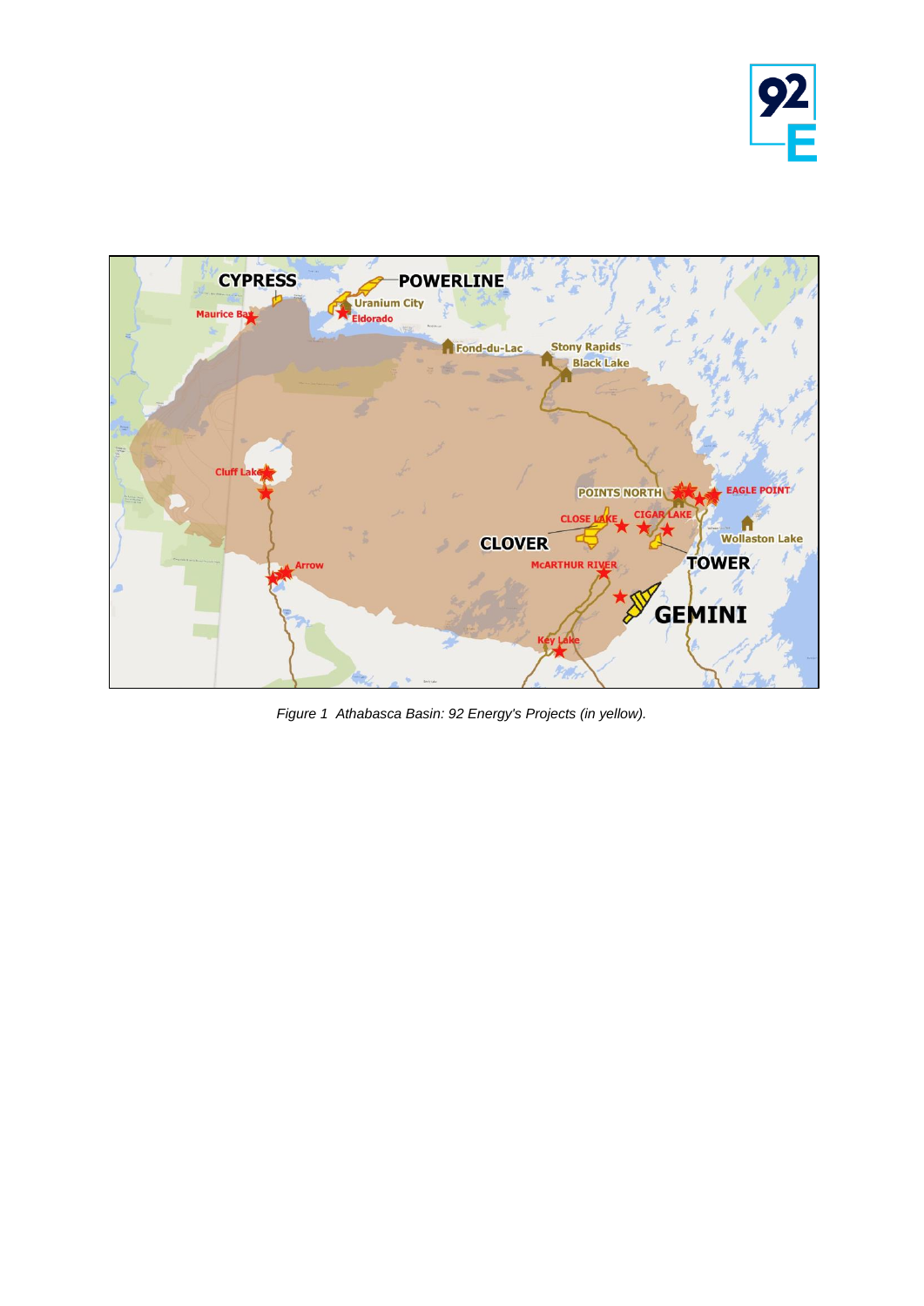*Figure 1  Athabasca Basin: 92 Energy's Projects (in yellow).*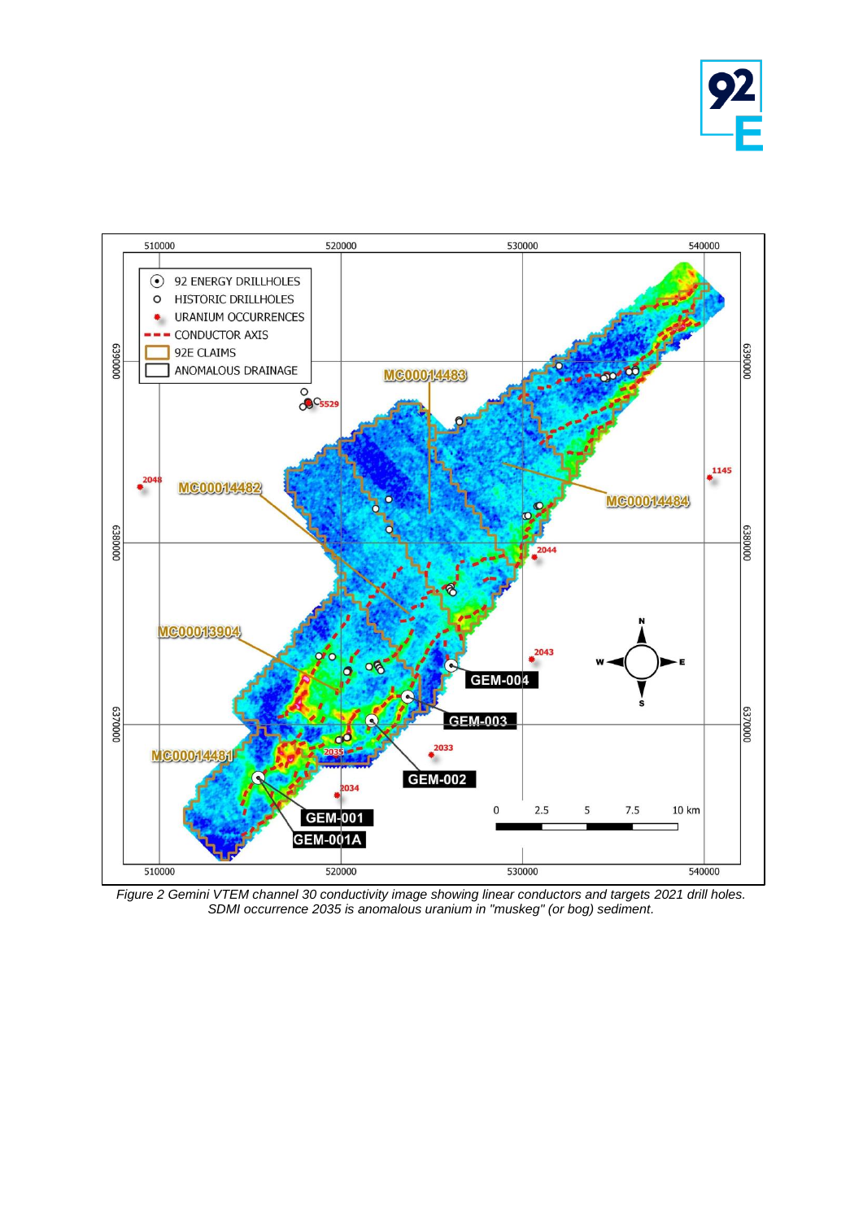*Figure 2 Gemini VTEM channel 30 conductivity image showing linear conductors and targets 2021 drill holes. SDMI occurrence 2035 is anomalous uranium in "muskeg" (or bog) sediment.*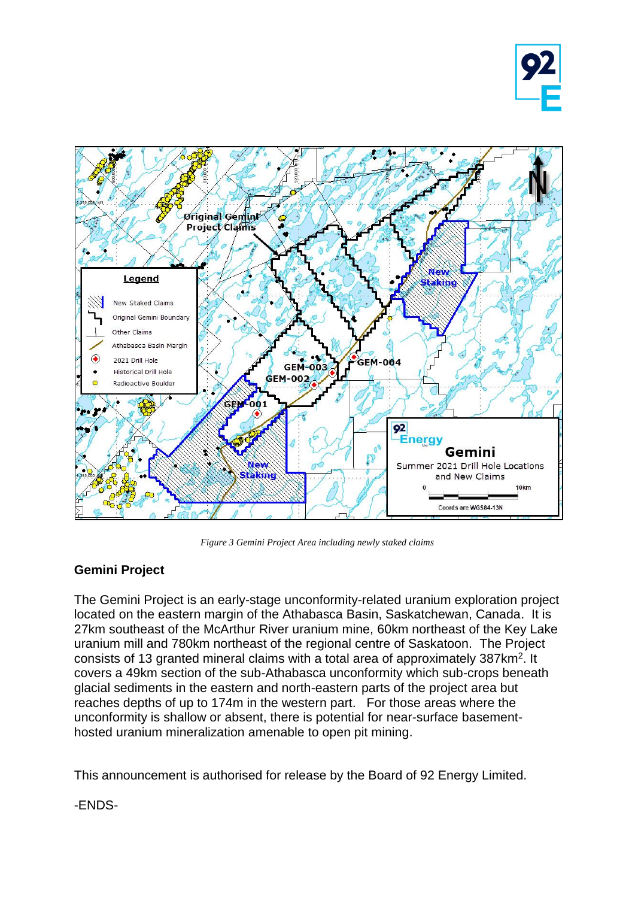*Figure 3 Gemini Project Area including newly staked claims*

## Gemini Project

The Gemini Project is an early-stage unconformity-related uranium exploration project located on the eastern margin of the Athabasca Basin, Saskatchewan, Canada. It is 27km southeast of the McArthur River uranium mine, 60km northeast of the Key Lake uranium mill and 780km northeast of the regional centre of Saskatoon. The Project consists of 13 granted mineral claims with a total area of approximately 387km$^2$. It covers a 49km section of the sub-Athabasca unconformity which sub-crops beneath glacial sediments in the eastern and north-eastern parts of the project area but reaches depths of up to 174m in the western part. For those areas where the unconformity is shallow or absent, there is potential for near-surface basement-hosted uranium mineralization amenable to open pit mining.

This announcement is authorised for release by the Board of 92 Energy Limited.

-ENDS-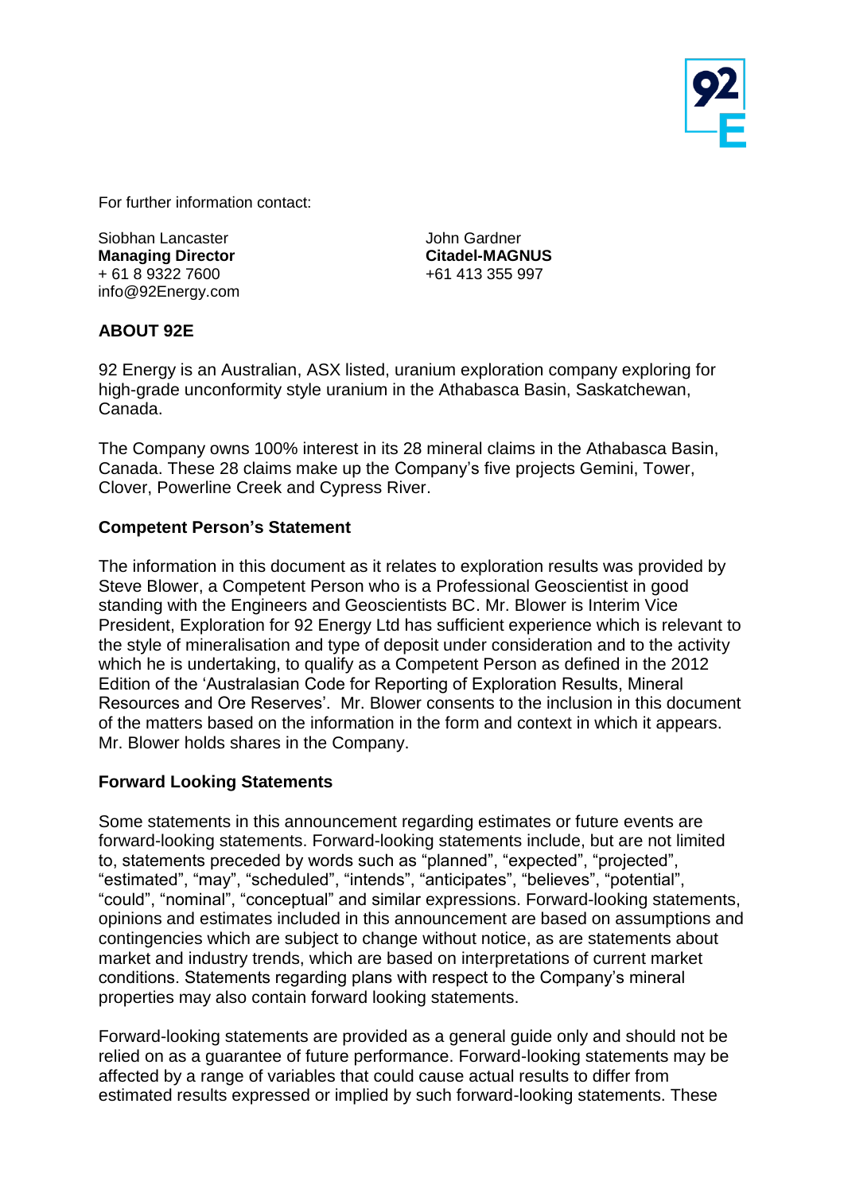For further information contact:

Siobhan Lancaster
**Managing Director**
+ 61 8 9322 7600
info@92Energy.com

John Gardner
**Citadel-MAGNUS**
+61 413 355 997

## ABOUT 92E

92 Energy is an Australian, ASX listed, uranium exploration company exploring for high-grade unconformity style uranium in the Athabasca Basin, Saskatchewan, Canada.

The Company owns 100% interest in its 28 mineral claims in the Athabasca Basin, Canada. These 28 claims make up the Company's five projects Gemini, Tower, Clover, Powerline Creek and Cypress River.

### Competent Person's Statement

The information in this document as it relates to exploration results was provided by Steve Blower, a Competent Person who is a Professional Geoscientist in good standing with the Engineers and Geoscientists BC. Mr. Blower is Interim Vice President, Exploration for 92 Energy Ltd has sufficient experience which is relevant to the style of mineralisation and type of deposit under consideration and to the activity which he is undertaking, to qualify as a Competent Person as defined in the 2012 Edition of the 'Australasian Code for Reporting of Exploration Results, Mineral Resources and Ore Reserves'. Mr. Blower consents to the inclusion in this document of the matters based on the information in the form and context in which it appears. Mr. Blower holds shares in the Company.

### Forward Looking Statements

Some statements in this announcement regarding estimates or future events are forward-looking statements. Forward-looking statements include, but are not limited to, statements preceded by words such as "planned", "expected", "projected", "estimated", "may", "scheduled", "intends", "anticipates", "believes", "potential", "could", "nominal", "conceptual" and similar expressions. Forward-looking statements, opinions and estimates included in this announcement are based on assumptions and contingencies which are subject to change without notice, as are statements about market and industry trends, which are based on interpretations of current market conditions. Statements regarding plans with respect to the Company's mineral properties may also contain forward looking statements.

Forward-looking statements are provided as a general guide only and should not be relied on as a guarantee of future performance. Forward-looking statements may be affected by a range of variables that could cause actual results to differ from estimated results expressed or implied by such forward-looking statements. These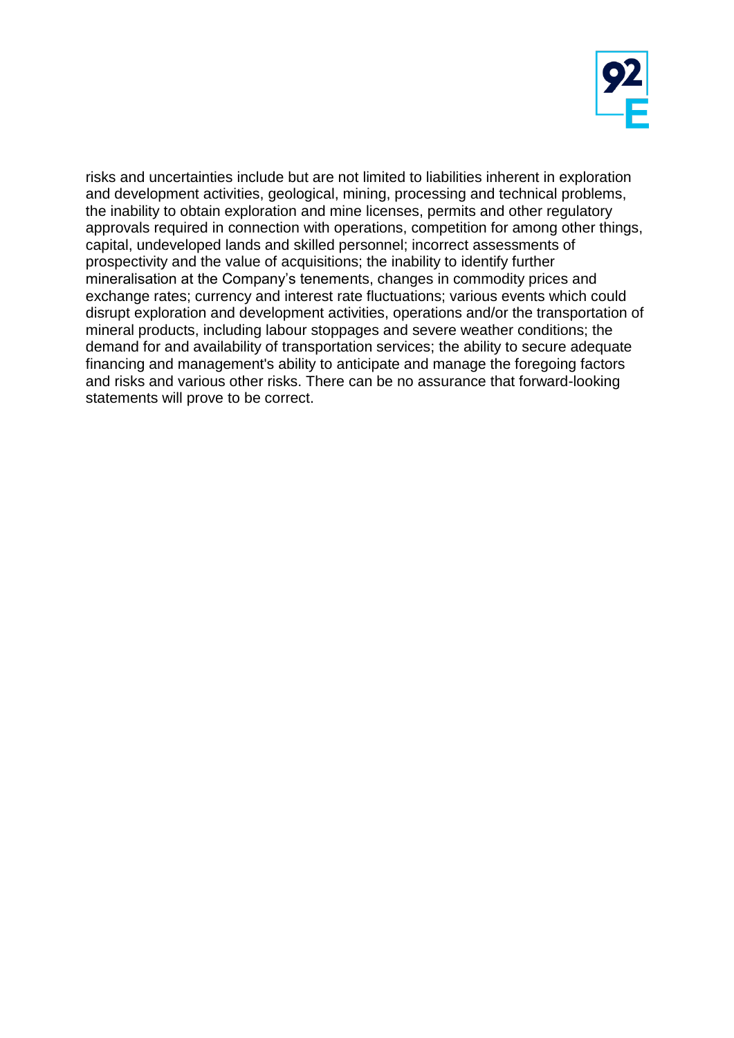risks and uncertainties include but are not limited to liabilities inherent in exploration and development activities, geological, mining, processing and technical problems, the inability to obtain exploration and mine licenses, permits and other regulatory approvals required in connection with operations, competition for among other things, capital, undeveloped lands and skilled personnel; incorrect assessments of prospectivity and the value of acquisitions; the inability to identify further mineralisation at the Company's tenements, changes in commodity prices and exchange rates; currency and interest rate fluctuations; various events which could disrupt exploration and development activities, operations and/or the transportation of mineral products, including labour stoppages and severe weather conditions; the demand for and availability of transportation services; the ability to secure adequate financing and management's ability to anticipate and manage the foregoing factors and risks and various other risks. There can be no assurance that forward-looking statements will prove to be correct.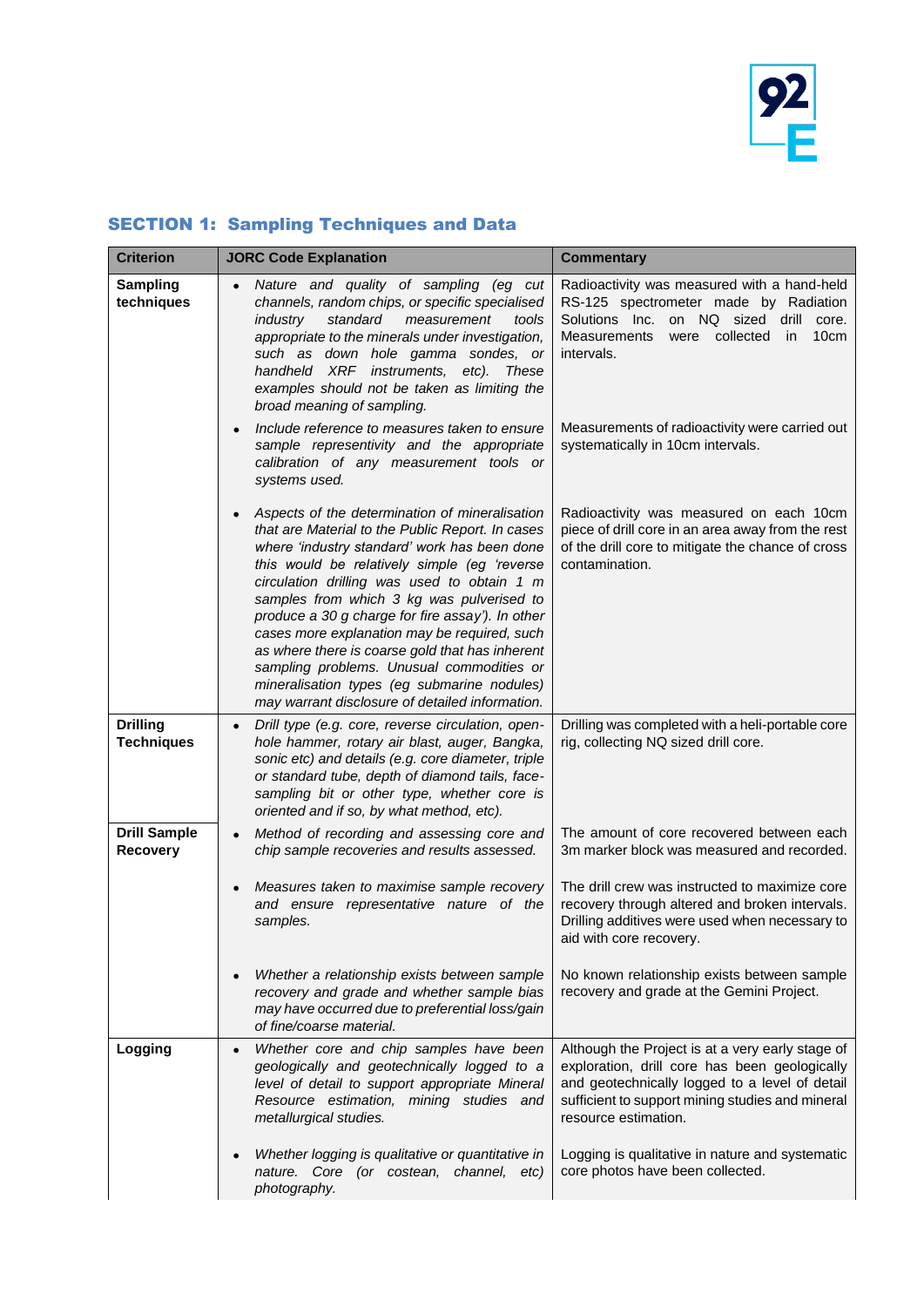## SECTION 1: Sampling Techniques and Data

| Criterion | JORC Code Explanation | Commentary |
|---|---|---|
| **Sampling techniques** | • *Nature and quality of sampling (eg cut channels, random chips, or specific specialised industry standard measurement tools appropriate to the minerals under investigation, such as down hole gamma sondes, or handheld XRF instruments, etc). These examples should not be taken as limiting the broad meaning of sampling.* | Radioactivity was measured with a hand-held RS-125 spectrometer made by Radiation Solutions Inc. on NQ sized drill core. Measurements were collected in 10cm intervals. |
| | • *Include reference to measures taken to ensure sample representivity and the appropriate calibration of any measurement tools or systems used.* | Measurements of radioactivity were carried out systematically in 10cm intervals. |
| | • *Aspects of the determination of mineralisation that are Material to the Public Report. In cases where 'industry standard' work has been done this would be relatively simple (eg 'reverse circulation drilling was used to obtain 1 m samples from which 3 kg was pulverised to produce a 30 g charge for fire assay'). In other cases more explanation may be required, such as where there is coarse gold that has inherent sampling problems. Unusual commodities or mineralisation types (eg submarine nodules) may warrant disclosure of detailed information.* | Radioactivity was measured on each 10cm piece of drill core in an area away from the rest of the drill core to mitigate the chance of cross contamination. |
| **Drilling Techniques** | • *Drill type (e.g. core, reverse circulation, open-hole hammer, rotary air blast, auger, Bangka, sonic etc) and details (e.g. core diameter, triple or standard tube, depth of diamond tails, face-sampling bit or other type, whether core is oriented and if so, by what method, etc).* | Drilling was completed with a heli-portable core rig, collecting NQ sized drill core. |
| **Drill Sample Recovery** | • *Method of recording and assessing core and chip sample recoveries and results assessed.* | The amount of core recovered between each 3m marker block was measured and recorded. |
| | • *Measures taken to maximise sample recovery and ensure representative nature of the samples.* | The drill crew was instructed to maximize core recovery through altered and broken intervals. Drilling additives were used when necessary to aid with core recovery. |
| | • *Whether a relationship exists between sample recovery and grade and whether sample bias may have occurred due to preferential loss/gain of fine/coarse material.* | No known relationship exists between sample recovery and grade at the Gemini Project. |
| **Logging** | • *Whether core and chip samples have been geologically and geotechnically logged to a level of detail to support appropriate Mineral Resource estimation, mining studies and metallurgical studies.* | Although the Project is at a very early stage of exploration, drill core has been geologically and geotechnically logged to a level of detail sufficient to support mining studies and mineral resource estimation. |
| | • *Whether logging is qualitative or quantitative in nature. Core (or costean, channel, etc) photography.* | Logging is qualitative in nature and systematic core photos have been collected. |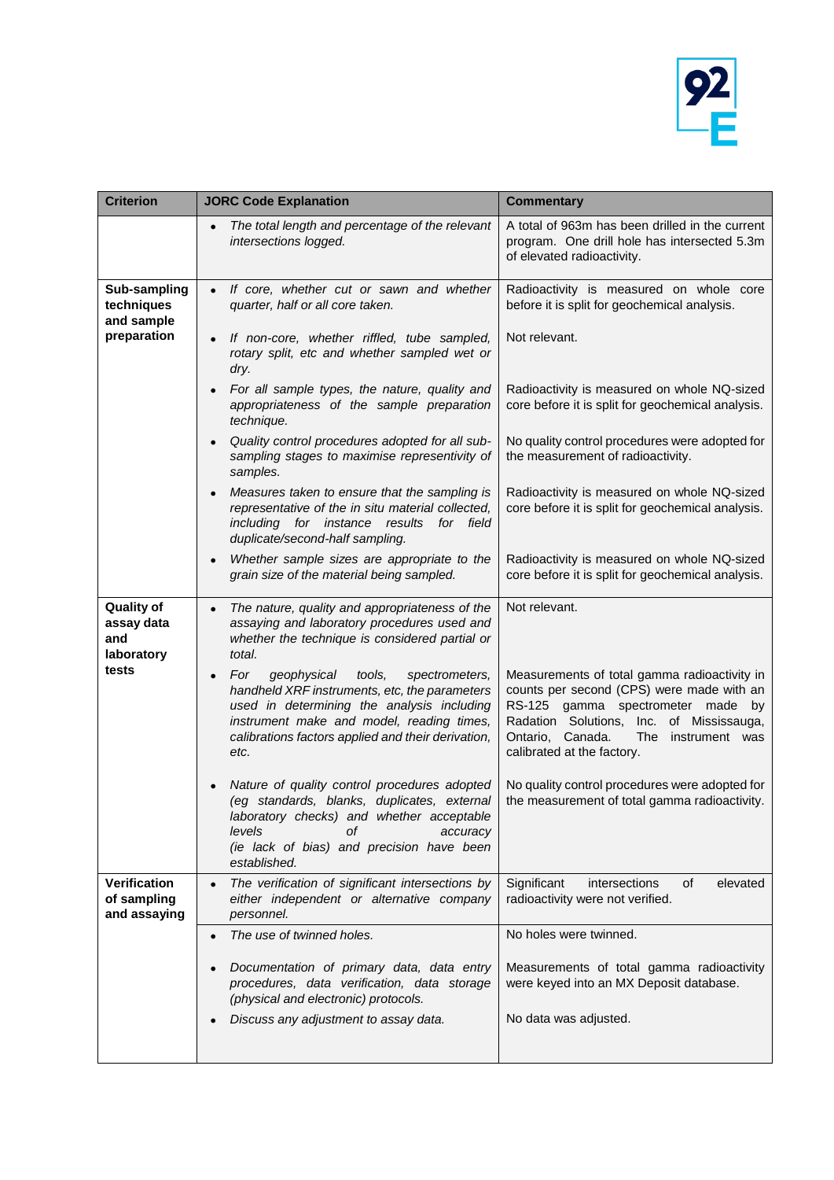| Criterion | JORC Code Explanation | Commentary |
|---|---|---|
| | • *The total length and percentage of the relevant intersections logged.* | A total of 963m has been drilled in the current program. One drill hole has intersected 5.3m of elevated radioactivity. |
| **Sub-sampling techniques and sample preparation** | • *If core, whether cut or sawn and whether quarter, half or all core taken.* | Radioactivity is measured on whole core before it is split for geochemical analysis. |
| | • *If non-core, whether riffled, tube sampled, rotary split, etc and whether sampled wet or dry.* | Not relevant. |
| | • *For all sample types, the nature, quality and appropriateness of the sample preparation technique.* | Radioactivity is measured on whole NQ-sized core before it is split for geochemical analysis. |
| | • *Quality control procedures adopted for all sub-sampling stages to maximise representivity of samples.* | No quality control procedures were adopted for the measurement of radioactivity. |
| | • *Measures taken to ensure that the sampling is representative of the in situ material collected, including for instance results for field duplicate/second-half sampling.* | Radioactivity is measured on whole NQ-sized core before it is split for geochemical analysis. |
| | • *Whether sample sizes are appropriate to the grain size of the material being sampled.* | Radioactivity is measured on whole NQ-sized core before it is split for geochemical analysis. |
| **Quality of assay data and laboratory tests** | • *The nature, quality and appropriateness of the assaying and laboratory procedures used and whether the technique is considered partial or total.* | Not relevant. |
| | • *For geophysical tools, spectrometers, handheld XRF instruments, etc, the parameters used in determining the analysis including instrument make and model, reading times, calibrations factors applied and their derivation, etc.* | Measurements of total gamma radioactivity in counts per second (CPS) were made with an RS-125 gamma spectrometer made by Radation Solutions, Inc. of Mississauga, Ontario, Canada. The instrument was calibrated at the factory. |
| | • *Nature of quality control procedures adopted (eg standards, blanks, duplicates, external laboratory checks) and whether acceptable levels of accuracy (ie lack of bias) and precision have been established.* | No quality control procedures were adopted for the measurement of total gamma radioactivity. |
| **Verification of sampling and assaying** | • *The verification of significant intersections by either independent or alternative company personnel.* | Significant intersections of elevated radioactivity were not verified. |
| | • *The use of twinned holes.* | No holes were twinned. |
| | • *Documentation of primary data, data entry procedures, data verification, data storage (physical and electronic) protocols.* | Measurements of total gamma radioactivity were keyed into an MX Deposit database. |
| | • *Discuss any adjustment to assay data.* | No data was adjusted. |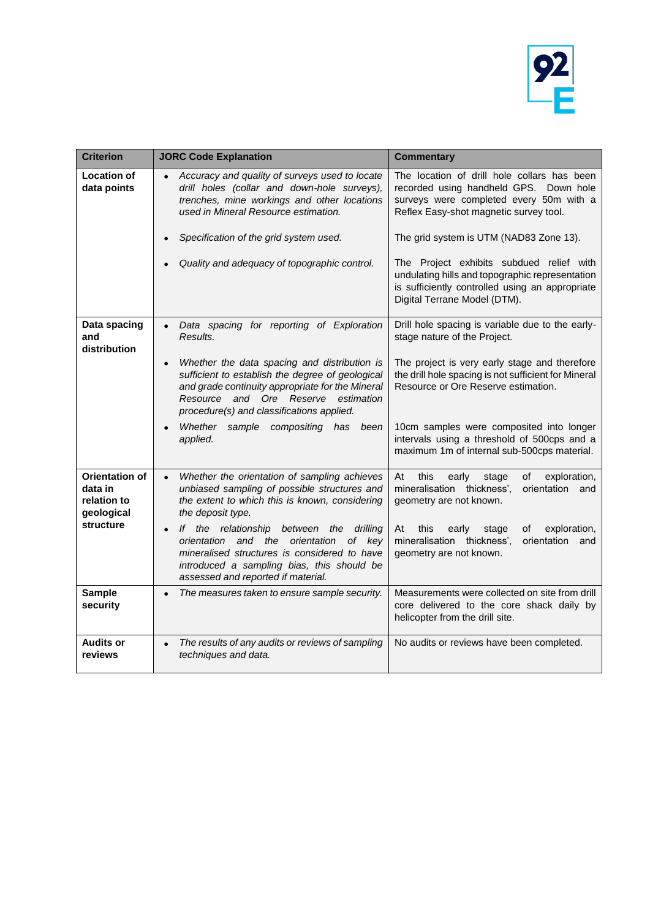| Criterion | JORC Code Explanation | Commentary |
|---|---|---|
| **Location of data points** | • *Accuracy and quality of surveys used to locate drill holes (collar and down-hole surveys), trenches, mine workings and other locations used in Mineral Resource estimation.*<br><br>• *Specification of the grid system used.*<br><br>• *Quality and adequacy of topographic control.* | The location of drill hole collars has been recorded using handheld GPS. Down hole surveys were completed every 50m with a Reflex Easy-shot magnetic survey tool.<br><br>The grid system is UTM (NAD83 Zone 13).<br><br>The Project exhibits subdued relief with undulating hills and topographic representation is sufficiently controlled using an appropriate Digital Terrane Model (DTM). |
| **Data spacing and distribution** | • *Data spacing for reporting of Exploration Results.*<br><br>• *Whether the data spacing and distribution is sufficient to establish the degree of geological and grade continuity appropriate for the Mineral Resource and Ore Reserve estimation procedure(s) and classifications applied.*<br><br>• *Whether sample compositing has been applied.* | Drill hole spacing is variable due to the early-stage nature of the Project.<br><br>The project is very early stage and therefore the drill hole spacing is not sufficient for Mineral Resource or Ore Reserve estimation.<br><br>10cm samples were composited into longer intervals using a threshold of 500cps and a maximum 1m of internal sub-500cps material. |
| **Orientation of data in relation to geological structure** | • *Whether the orientation of sampling achieves unbiased sampling of possible structures and the extent to which this is known, considering the deposit type.*<br><br>• *If the relationship between the drilling orientation and the orientation of key mineralised structures is considered to have introduced a sampling bias, this should be assessed and reported if material.* | At this early stage of exploration, mineralisation thickness', orientation and geometry are not known.<br><br>At this early stage of exploration, mineralisation thickness', orientation and geometry are not known. |
| **Sample security** | • *The measures taken to ensure sample security.* | Measurements were collected on site from drill core delivered to the core shack daily by helicopter from the drill site. |
| **Audits or reviews** | • *The results of any audits or reviews of sampling techniques and data.* | No audits or reviews have been completed. |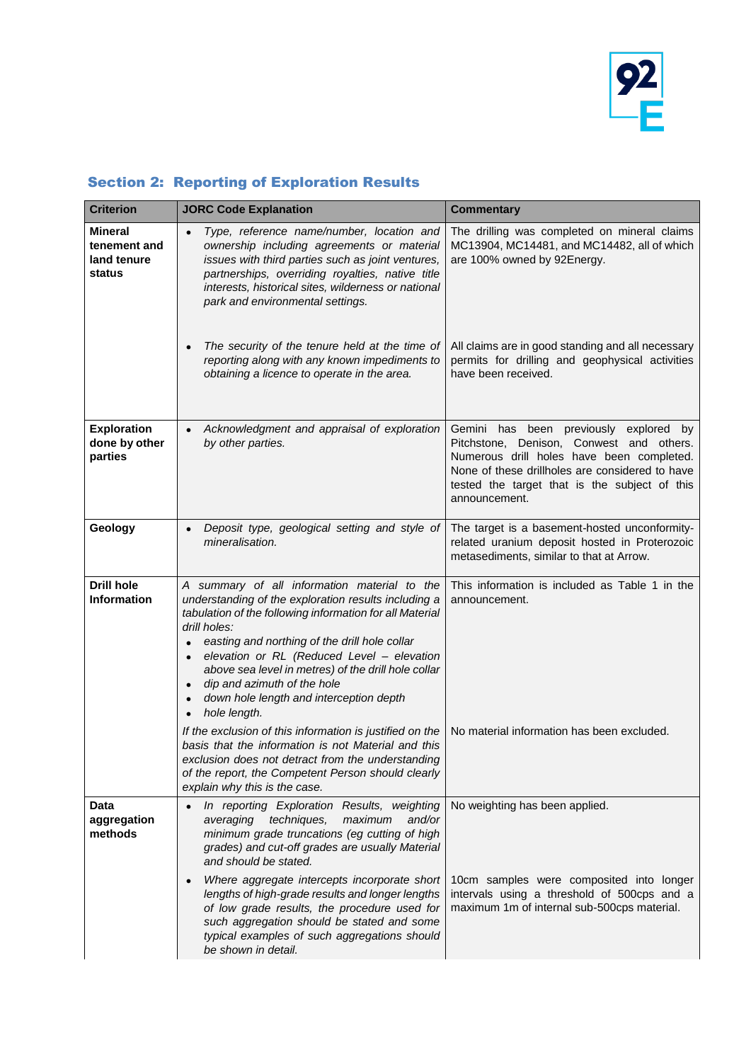## Section 2: Reporting of Exploration Results

| Criterion | JORC Code Explanation | Commentary |
|---|---|---|
| **Mineral tenement and land tenure status** | • *Type, reference name/number, location and ownership including agreements or material issues with third parties such as joint ventures, partnerships, overriding royalties, native title interests, historical sites, wilderness or national park and environmental settings.* | The drilling was completed on mineral claims MC13904, MC14481, and MC14482, all of which are 100% owned by 92Energy. |
| | • *The security of the tenure held at the time of reporting along with any known impediments to obtaining a licence to operate in the area.* | All claims are in good standing and all necessary permits for drilling and geophysical activities have been received. |
| **Exploration done by other parties** | • *Acknowledgment and appraisal of exploration by other parties.* | Gemini has been previously explored by Pitchstone, Denison, Conwest and others. Numerous drill holes have been completed. None of these drillholes are considered to have tested the target that is the subject of this announcement. |
| **Geology** | • *Deposit type, geological setting and style of mineralisation.* | The target is a basement-hosted unconformity-related uranium deposit hosted in Proterozoic metasediments, similar to that at Arrow. |
| **Drill hole Information** | *A summary of all information material to the understanding of the exploration results including a tabulation of the following information for all Material drill holes:*<br>• *easting and northing of the drill hole collar*<br>• *elevation or RL (Reduced Level – elevation above sea level in metres) of the drill hole collar*<br>• *dip and azimuth of the hole*<br>• *down hole length and interception depth*<br>• *hole length.* | This information is included as Table 1 in the announcement. |
| | *If the exclusion of this information is justified on the basis that the information is not Material and this exclusion does not detract from the understanding of the report, the Competent Person should clearly explain why this is the case.* | No material information has been excluded. |
| **Data aggregation methods** | • *In reporting Exploration Results, weighting averaging techniques, maximum and/or minimum grade truncations (eg cutting of high grades) and cut-off grades are usually Material and should be stated.* | No weighting has been applied. |
| | • *Where aggregate intercepts incorporate short lengths of high-grade results and longer lengths of low grade results, the procedure used for such aggregation should be stated and some typical examples of such aggregations should be shown in detail.* | 10cm samples were composited into longer intervals using a threshold of 500cps and a maximum 1m of internal sub-500cps material. |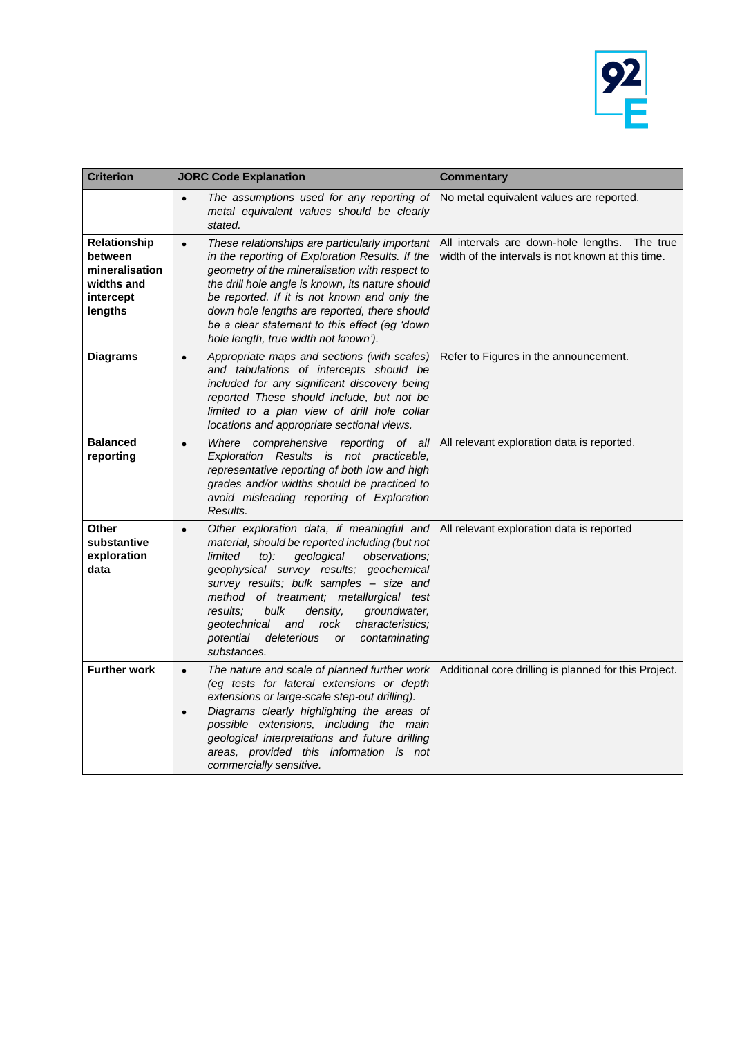| Criterion | JORC Code Explanation | Commentary |
|---|---|---|
| | • *The assumptions used for any reporting of metal equivalent values should be clearly stated.* | No metal equivalent values are reported. |
| **Relationship between mineralisation widths and intercept lengths** | • *These relationships are particularly important in the reporting of Exploration Results. If the geometry of the mineralisation with respect to the drill hole angle is known, its nature should be reported. If it is not known and only the down hole lengths are reported, there should be a clear statement to this effect (eg 'down hole length, true width not known').* | All intervals are down-hole lengths. The true width of the intervals is not known at this time. |
| **Diagrams** | • *Appropriate maps and sections (with scales) and tabulations of intercepts should be included for any significant discovery being reported These should include, but not be limited to a plan view of drill hole collar locations and appropriate sectional views.* | Refer to Figures in the announcement. |
| **Balanced reporting** | • *Where comprehensive reporting of all Exploration Results is not practicable, representative reporting of both low and high grades and/or widths should be practiced to avoid misleading reporting of Exploration Results.* | All relevant exploration data is reported. |
| **Other substantive exploration data** | • *Other exploration data, if meaningful and material, should be reported including (but not limited to): geological observations; geophysical survey results; geochemical survey results; bulk samples – size and method of treatment; metallurgical test results; bulk density, groundwater, geotechnical and rock characteristics; potential deleterious or contaminating substances.* | All relevant exploration data is reported |
| **Further work** | • *The nature and scale of planned further work (eg tests for lateral extensions or depth extensions or large-scale step-out drilling).*<br>• *Diagrams clearly highlighting the areas of possible extensions, including the main geological interpretations and future drilling areas, provided this information is not commercially sensitive.* | Additional core drilling is planned for this Project. |